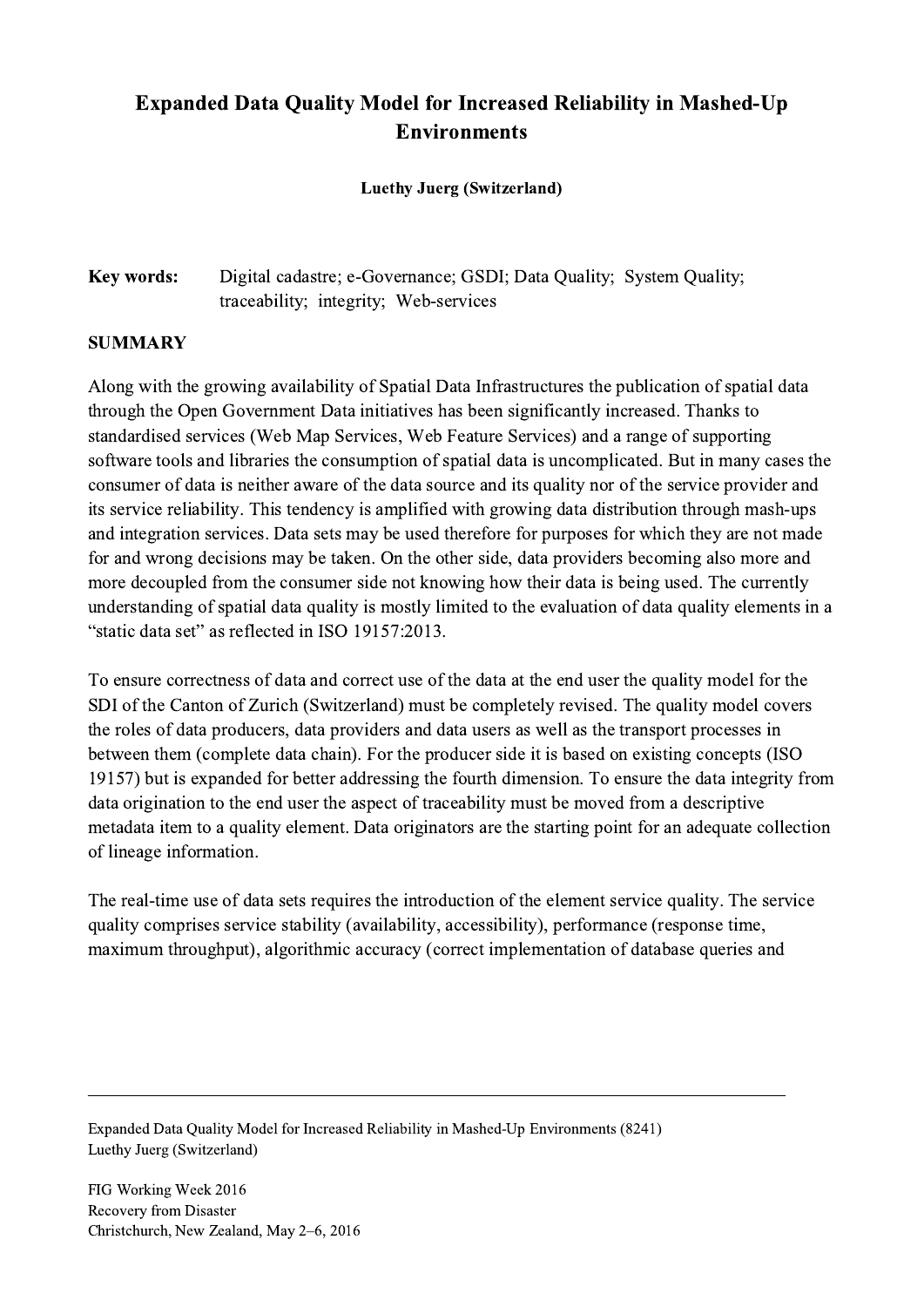# Expanded Data Quality Model for Increased Reliability in Mashed-Up Environments

**Luethy Juerg (Switzerland)**

**Key words:** Digital cadastre; e-Governance; GSDI; Data Quality; System Quality; traceability; integrity; Web-services

## SUMMARY

Along with the growing availability of Spatial Data Infrastructures the publication of spatial data through the Open Government Data initiatives has been significantly increased. Thanks to standardised services (Web Map Services, Web Feature Services) and a range of supporting software tools and libraries the consumption of spatial data is uncomplicated. But in many cases the consumer of data is neither aware of the data source and its quality nor of the service provider and its service reliability. This tendency is amplified with growing data distribution through mash-ups and integration services. Data sets may be used therefore for purposes for which they are not made for and wrong decisions may be taken. On the other side, data providers becoming also more and more decoupled from the consumer side not knowing how their data is being used. The currently understanding of spatial data quality is mostly limited to the evaluation of data quality elements in a "static data set" as reflected in ISO 19157:2013.

To ensure correctness of data and correct use of the data at the end user the quality model for the SDI of the Canton of Zurich (Switzerland) must be completely revised. The quality model covers the roles of data producers, data providers and data users as well as the transport processes in between them (complete data chain). For the producer side it is based on existing concepts (ISO 19157) but is expanded for better addressing the fourth dimension. To ensure the data integrity from data origination to the end user the aspect of traceability must be moved from a descriptive metadata item to a quality element. Data originators are the starting point for an adequate collection of lineage information.

The real-time use of data sets requires the introduction of the element service quality. The service quality comprises service stability (availability, accessibility), performance (response time, maximum throughput), algorithmic accuracy (correct implementation of database queries and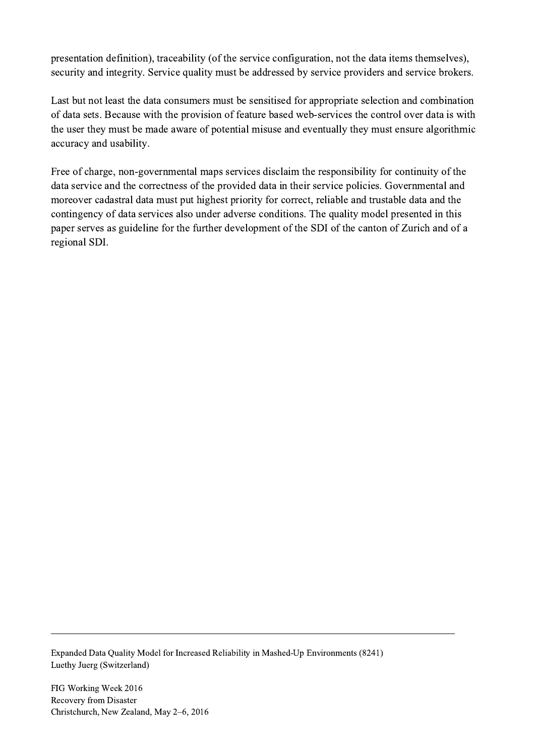presentation definition), traceability (of the service configuration, not the data items themselves), security and integrity. Service quality must be addressed by service providers and service brokers.

Last but not least the data consumers must be sensitised for appropriate selection and combination of data sets. Because with the provision of feature based web-services the control over data is with the user they must be made aware of potential misuse and eventually they must ensure algorithmic accuracy and usability.

Free of charge, non-governmental maps services disclaim the responsibility for continuity of the data service and the correctness of the provided data in their service policies. Governmental and moreover cadastral data must put highest priority for correct, reliable and trustable data and the contingency of data services also under adverse conditions. The quality model presented in this paper serves as guideline for the further development of the SDI of the canton of Zurich and of a regional SDI.